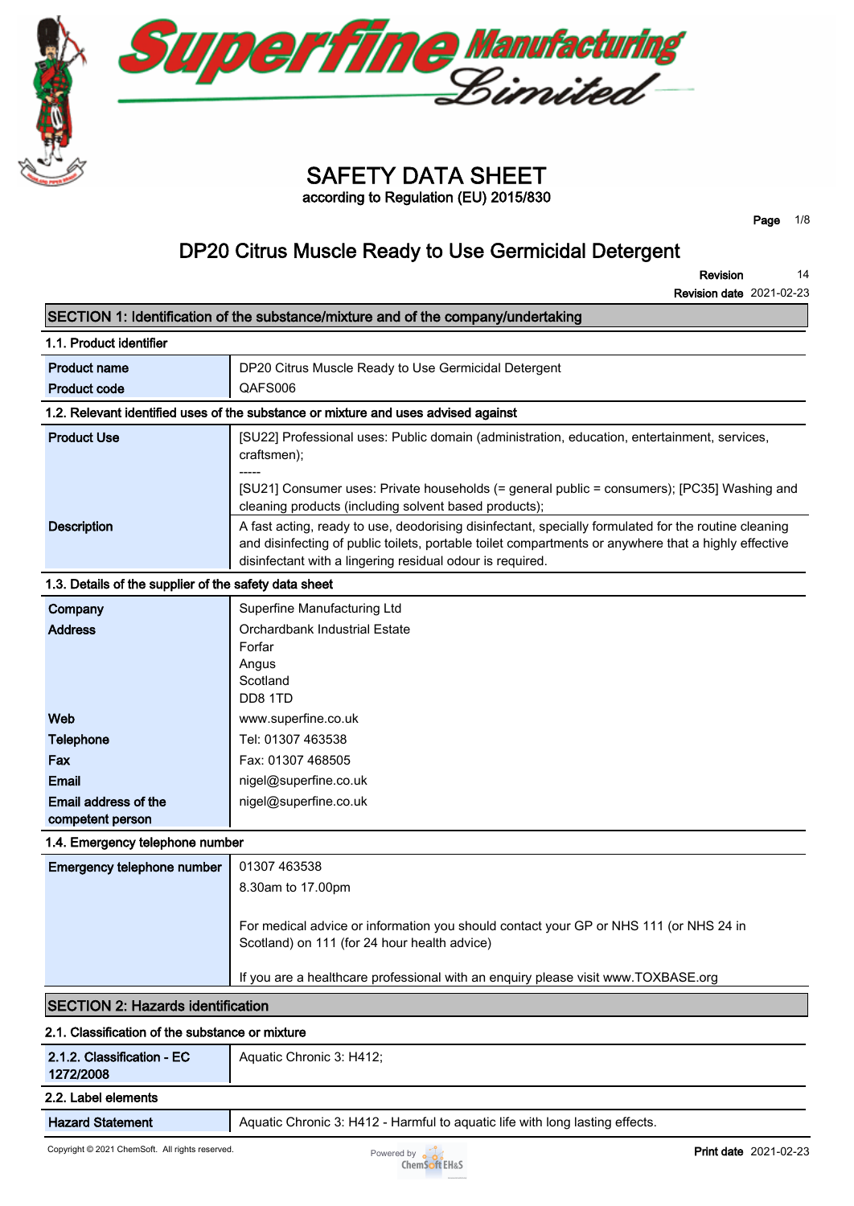# SAFETY DATA SHEET

according to Regulation (EU) 2015/830

## DP20 Citrus Muscle Ready to Use Germicidal Detergent

**Revision** 14

**Revision date** 2021-02-23

## SECTION 1: Identification of the substance/mixture and of the company/undertaking

### 1.1. Product identifier

| | |
|---|---|
| **Product name** | DP20 Citrus Muscle Ready to Use Germicidal Detergent |
| **Product code** | QAFS006 |

### 1.2. Relevant identified uses of the substance or mixture and uses advised against

| | |
|---|---|
| **Product Use** | [SU22] Professional uses: Public domain (administration, education, entertainment, services, craftsmen); ----- [SU21] Consumer uses: Private households (= general public = consumers); [PC35] Washing and cleaning products (including solvent based products); |
| **Description** | A fast acting, ready to use, deodorising disinfectant, specially formulated for the routine cleaning and disinfecting of public toilets, portable toilet compartments or anywhere that a highly effective disinfectant with a lingering residual odour is required. |

### 1.3. Details of the supplier of the safety data sheet

| | |
|---|---|
| **Company** | Superfine Manufacturing Ltd |
| **Address** | Orchardbank Industrial Estate<br>Forfar<br>Angus<br>Scotland<br>DD8 1TD |
| **Web** | www.superfine.co.uk |
| **Telephone** | Tel: 01307 463538 |
| **Fax** | Fax: 01307 468505 |
| **Email** | nigel@superfine.co.uk |
| **Email address of the competent person** | nigel@superfine.co.uk |

### 1.4. Emergency telephone number

| | |
|---|---|
| **Emergency telephone number** | 01307 463538<br>8.30am to 17.00pm<br><br>For medical advice or information you should contact your GP or NHS 111 (or NHS 24 in Scotland) on 111 (for 24 hour health advice)<br><br>If you are a healthcare professional with an enquiry please visit www.TOXBASE.org |

## SECTION 2: Hazards identification

### 2.1. Classification of the substance or mixture

| | |
|---|---|
| **2.1.2. Classification - EC 1272/2008** | Aquatic Chronic 3: H412; |

### 2.2. Label elements

| | |
|---|---|
| **Hazard Statement** | Aquatic Chronic 3: H412 - Harmful to aquatic life with long lasting effects. |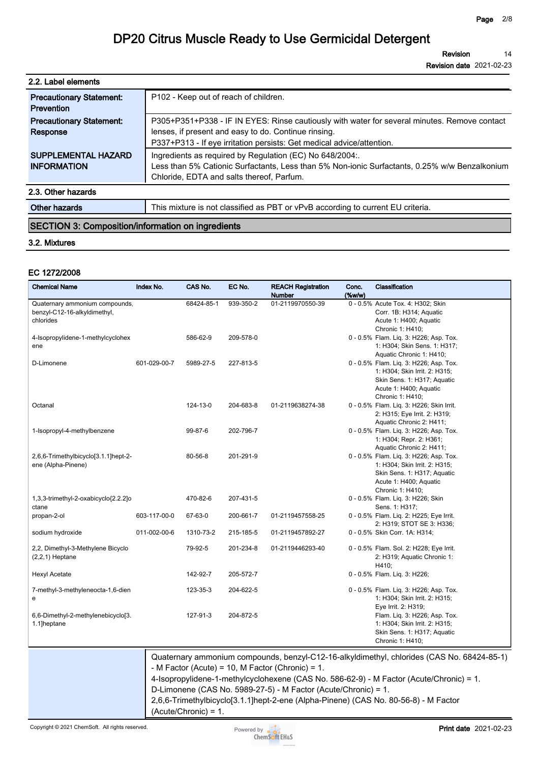# DP20 Citrus Muscle Ready to Use Germicidal Detergent

**Revision** 14
**Revision date** 2021-02-23

### 2.2. Label elements

| | |
|---|---|
| **Precautionary Statement: Prevention** | P102 - Keep out of reach of children. |
| **Precautionary Statement: Response** | P305+P351+P338 - IF IN EYES: Rinse cautiously with water for several minutes. Remove contact lenses, if present and easy to do. Continue rinsing.<br>P337+P313 - If eye irritation persists: Get medical advice/attention. |
| **SUPPLEMENTAL HAZARD INFORMATION** | Ingredients as required by Regulation (EC) No 648/2004:.<br>Less than 5% Cationic Surfactants, Less than 5% Non-ionic Surfactants, 0.25% w/w Benzalkonium Chloride, EDTA and salts thereof, Parfum. |

### 2.3. Other hazards

| | |
|---|---|
| **Other hazards** | This mixture is not classified as PBT or vPvB according to current EU criteria. |

## SECTION 3: Composition/information on ingredients

### 3.2. Mixtures

#### EC 1272/2008

| Chemical Name | Index No. | CAS No. | EC No. | REACH Registration Number | Conc. (%w/w) | Classification |
|---|---|---|---|---|---|---|
| Quaternary ammonium compounds, benzyl-C12-16-alkyldimethyl, chlorides | | 68424-85-1 | 939-350-2 | 01-2119970550-39 | 0 - 0.5% | Acute Tox. 4: H302; Skin Corr. 1B: H314; Aquatic Acute 1: H400; Aquatic Chronic 1: H410; |
| 4-Isopropylidene-1-methylcyclohexene | | 586-62-9 | 209-578-0 | | 0 - 0.5% | Flam. Liq. 3: H226; Asp. Tox. 1: H304; Skin Sens. 1: H317; Aquatic Chronic 1: H410; |
| D-Limonene | 601-029-00-7 | 5989-27-5 | 227-813-5 | | 0 - 0.5% | Flam. Liq. 3: H226; Asp. Tox. 1: H304; Skin Irrit. 2: H315; Skin Sens. 1: H317; Aquatic Acute 1: H400; Aquatic Chronic 1: H410; |
| Octanal | | 124-13-0 | 204-683-8 | 01-2119638274-38 | 0 - 0.5% | Flam. Liq. 3: H226; Skin Irrit. 2: H315; Eye Irrit. 2: H319; Aquatic Chronic 2: H411; |
| 1-Isopropyl-4-methylbenzene | | 99-87-6 | 202-796-7 | | 0 - 0.5% | Flam. Liq. 3: H226; Asp. Tox. 1: H304; Repr. 2: H361; Aquatic Chronic 2: H411; |
| 2,6,6-Trimethylbicyclo[3.1.1]hept-2-ene (Alpha-Pinene) | | 80-56-8 | 201-291-9 | | 0 - 0.5% | Flam. Liq. 3: H226; Asp. Tox. 1: H304; Skin Irrit. 2: H315; Skin Sens. 1: H317; Aquatic Acute 1: H400; Aquatic Chronic 1: H410; |
| 1,3,3-trimethyl-2-oxabicyclo{2.2.2}octane | | 470-82-6 | 207-431-5 | | 0 - 0.5% | Flam. Liq. 3: H226; Skin Sens. 1: H317; |
| propan-2-ol | 603-117-00-0 | 67-63-0 | 200-661-7 | 01-2119457558-25 | 0 - 0.5% | Flam. Liq. 2: H225; Eye Irrit. 2: H319; STOT SE 3: H336; |
| sodium hydroxide | 011-002-00-6 | 1310-73-2 | 215-185-5 | 01-2119457892-27 | 0 - 0.5% | Skin Corr. 1A: H314; |
| 2,2, Dimethyl-3-Methylene Bicyclo (2,2,1) Heptane | | 79-92-5 | 201-234-8 | 01-2119446293-40 | 0 - 0.5% | Flam. Sol. 2: H228; Eye Irrit. 2: H319; Aquatic Chronic 1: H410; |
| Hexyl Acetate | | 142-92-7 | 205-572-7 | | 0 - 0.5% | Flam. Liq. 3: H226; |
| 7-methyl-3-methyleneocta-1,6-diene | | 123-35-3 | 204-622-5 | | 0 - 0.5% | Flam. Liq. 3: H226; Asp. Tox. 1: H304; Skin Irrit. 2: H315; Eye Irrit. 2: H319; |
| 6,6-Dimethyl-2-methylenebicyclo[3.1.1]heptane | | 127-91-3 | 204-872-5 | | | Flam. Liq. 3: H226; Asp. Tox. 1: H304; Skin Irrit. 2: H315; Skin Sens. 1: H317; Aquatic Chronic 1: H410; |

Quaternary ammonium compounds, benzyl-C12-16-alkyldimethyl, chlorides (CAS No. 68424-85-1) - M Factor (Acute) = 10, M Factor (Chronic) = 1.
4-Isopropylidene-1-methylcyclohexene (CAS No. 586-62-9) - M Factor (Acute/Chronic) = 1.
D-Limonene (CAS No. 5989-27-5) - M Factor (Acute/Chronic) = 1.
2,6,6-Trimethylbicyclo[3.1.1]hept-2-ene (Alpha-Pinene) (CAS No. 80-56-8) - M Factor (Acute/Chronic) = 1.

Copyright © 2021 ChemSoft. All rights reserved.

**Print date** 2021-02-23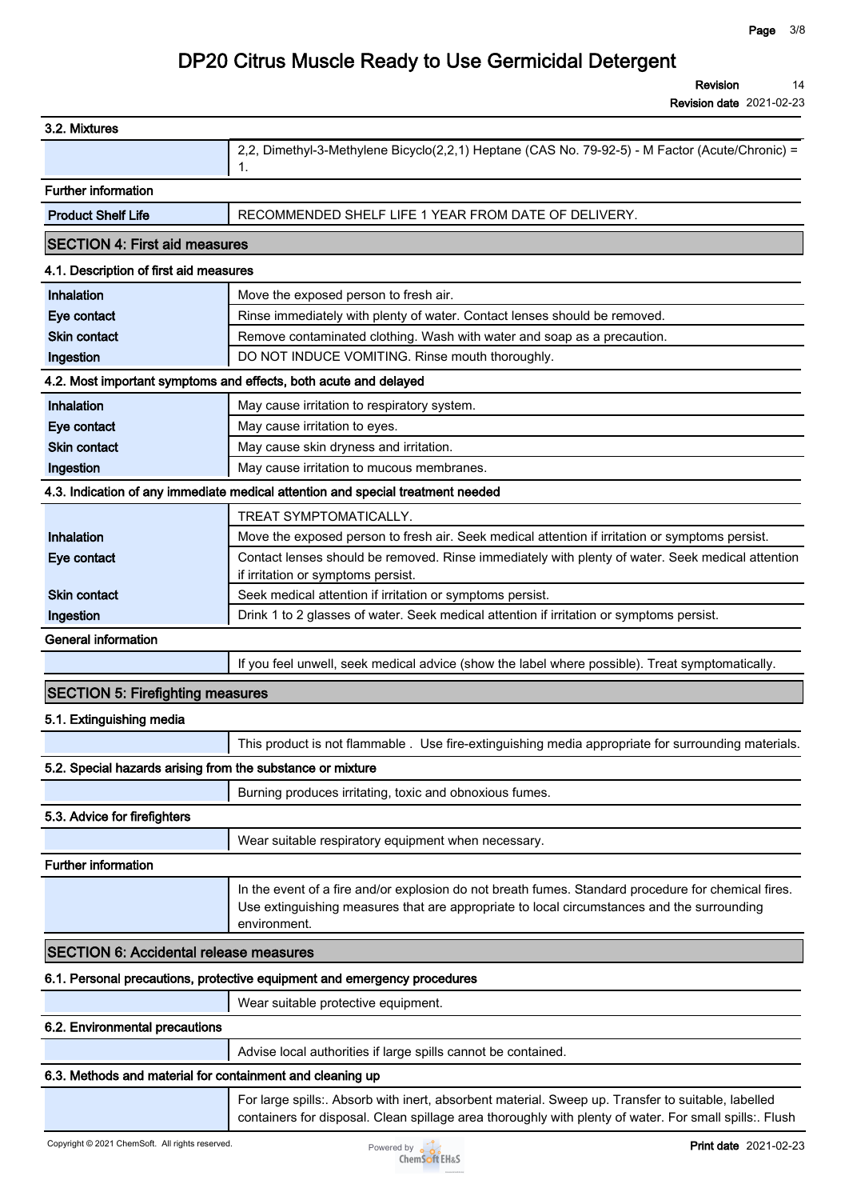### 3.2. Mixtures

| | |
|---|---|
| | 2,2, Dimethyl-3-Methylene Bicyclo(2,2,1) Heptane (CAS No. 79-92-5) - M Factor (Acute/Chronic) = 1. |

**Further information**

| | |
|---|---|
| **Product Shelf Life** | RECOMMENDED SHELF LIFE 1 YEAR FROM DATE OF DELIVERY. |

## SECTION 4: First aid measures

### 4.1. Description of first aid measures

| | |
|---|---|
| **Inhalation** | Move the exposed person to fresh air. |
| **Eye contact** | Rinse immediately with plenty of water. Contact lenses should be removed. |
| **Skin contact** | Remove contaminated clothing. Wash with water and soap as a precaution. |
| **Ingestion** | DO NOT INDUCE VOMITING. Rinse mouth thoroughly. |

### 4.2. Most important symptoms and effects, both acute and delayed

| | |
|---|---|
| **Inhalation** | May cause irritation to respiratory system. |
| **Eye contact** | May cause irritation to eyes. |
| **Skin contact** | May cause skin dryness and irritation. |
| **Ingestion** | May cause irritation to mucous membranes. |

### 4.3. Indication of any immediate medical attention and special treatment needed

| | |
|---|---|
| | TREAT SYMPTOMATICALLY. |
| **Inhalation** | Move the exposed person to fresh air. Seek medical attention if irritation or symptoms persist. |
| **Eye contact** | Contact lenses should be removed. Rinse immediately with plenty of water. Seek medical attention if irritation or symptoms persist. |
| **Skin contact** | Seek medical attention if irritation or symptoms persist. |
| **Ingestion** | Drink 1 to 2 glasses of water. Seek medical attention if irritation or symptoms persist. |

**General information**

| | |
|---|---|
| | If you feel unwell, seek medical advice (show the label where possible). Treat symptomatically. |

## SECTION 5: Firefighting measures

### 5.1. Extinguishing media

| | |
|---|---|
| | This product is not flammable . Use fire-extinguishing media appropriate for surrounding materials. |

### 5.2. Special hazards arising from the substance or mixture

| | |
|---|---|
| | Burning produces irritating, toxic and obnoxious fumes. |

### 5.3. Advice for firefighters

| | |
|---|---|
| | Wear suitable respiratory equipment when necessary. |

**Further information**

| | |
|---|---|
| | In the event of a fire and/or explosion do not breath fumes. Standard procedure for chemical fires. Use extinguishing measures that are appropriate to local circumstances and the surrounding environment. |

## SECTION 6: Accidental release measures

### 6.1. Personal precautions, protective equipment and emergency procedures

| | |
|---|---|
| | Wear suitable protective equipment. |

### 6.2. Environmental precautions

| | |
|---|---|
| | Advise local authorities if large spills cannot be contained. |

### 6.3. Methods and material for containment and cleaning up

| | |
|---|---|
| | For large spills:. Absorb with inert, absorbent material. Sweep up. Transfer to suitable, labelled containers for disposal. Clean spillage area thoroughly with plenty of water. For small spills:. Flush |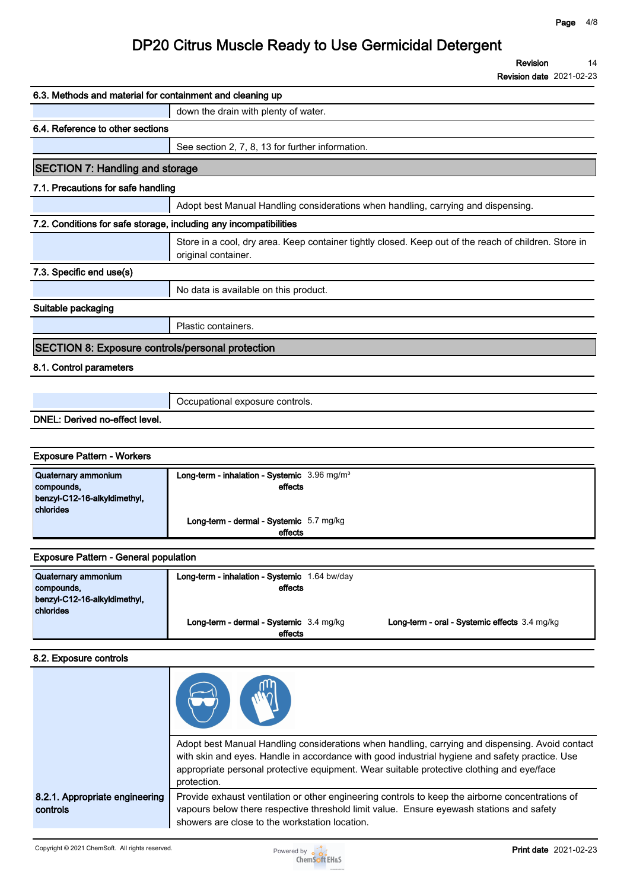### 6.3. Methods and material for containment and cleaning up

down the drain with plenty of water.

### 6.4. Reference to other sections

See section 2, 7, 8, 13 for further information.

## SECTION 7: Handling and storage

### 7.1. Precautions for safe handling

Adopt best Manual Handling considerations when handling, carrying and dispensing.

### 7.2. Conditions for safe storage, including any incompatibilities

Store in a cool, dry area. Keep container tightly closed. Keep out of the reach of children. Store in original container.

### 7.3. Specific end use(s)

No data is available on this product.

### Suitable packaging

Plastic containers.

## SECTION 8: Exposure controls/personal protection

### 8.1. Control parameters

Occupational exposure controls.

**DNEL: Derived no-effect level.**

**Exposure Pattern - Workers**

| | | | | |
|---|---|---|---|---|
| **Quaternary ammonium compounds, benzyl-C12-16-alkyldimethyl, chlorides** | **Long-term - inhalation - Systemic effects** | 3.96 mg/m³ | | |
| | **Long-term - dermal - Systemic effects** | 5.7 mg/kg | | |

**Exposure Pattern - General population**

| | | | | |
|---|---|---|---|---|
| **Quaternary ammonium compounds, benzyl-C12-16-alkyldimethyl, chlorides** | **Long-term - inhalation - Systemic effects** | 1.64 bw/day | | |
| | **Long-term - dermal - Systemic effects** | 3.4 mg/kg | **Long-term - oral - Systemic effects** | 3.4 mg/kg |

### 8.2. Exposure controls

Adopt best Manual Handling considerations when handling, carrying and dispensing. Avoid contact with skin and eyes. Handle in accordance with good industrial hygiene and safety practice. Use appropriate personal protective equipment. Wear suitable protective clothing and eye/face protection.

**8.2.1. Appropriate engineering controls**

Provide exhaust ventilation or other engineering controls to keep the airborne concentrations of vapours below there respective threshold limit value. Ensure eyewash stations and safety showers are close to the workstation location.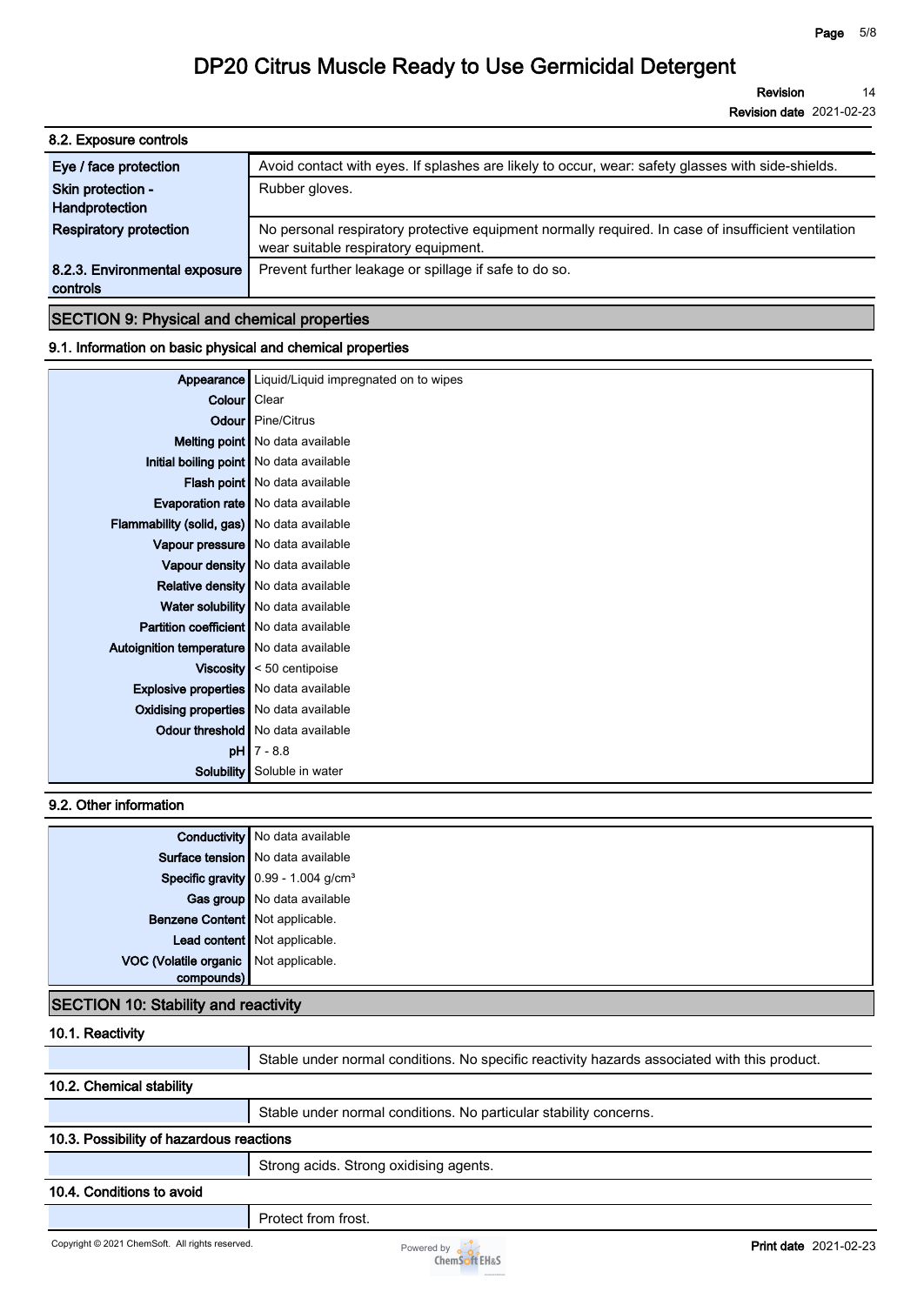### 8.2. Exposure controls

| | |
|---|---|
| **Eye / face protection** | Avoid contact with eyes. If splashes are likely to occur, wear: safety glasses with side-shields. |
| **Skin protection - Handprotection** | Rubber gloves. |
| **Respiratory protection** | No personal respiratory protective equipment normally required. In case of insufficient ventilation wear suitable respiratory equipment. |
| **8.2.3. Environmental exposure controls** | Prevent further leakage or spillage if safe to do so. |

## SECTION 9: Physical and chemical properties

### 9.1. Information on basic physical and chemical properties

| | |
|---|---|
| **Appearance** | Liquid/Liquid impregnated on to wipes |
| **Colour** | Clear |
| **Odour** | Pine/Citrus |
| **Melting point** | No data available |
| **Initial boiling point** | No data available |
| **Flash point** | No data available |
| **Evaporation rate** | No data available |
| **Flammability (solid, gas)** | No data available |
| **Vapour pressure** | No data available |
| **Vapour density** | No data available |
| **Relative density** | No data available |
| **Water solubility** | No data available |
| **Partition coefficient** | No data available |
| **Autoignition temperature** | No data available |
| **Viscosity** | < 50 centipoise |
| **Explosive properties** | No data available |
| **Oxidising properties** | No data available |
| **Odour threshold** | No data available |
| **pH** | 7 - 8.8 |
| **Solubility** | Soluble in water |

### 9.2. Other information

| | |
|---|---|
| **Conductivity** | No data available |
| **Surface tension** | No data available |
| **Specific gravity** | 0.99 - 1.004 g/cm$^3$ |
| **Gas group** | No data available |
| **Benzene Content** | Not applicable. |
| **Lead content** | Not applicable. |
| **VOC (Volatile organic compounds)** | Not applicable. |

## SECTION 10: Stability and reactivity

### 10.1. Reactivity

Stable under normal conditions. No specific reactivity hazards associated with this product.

### 10.2. Chemical stability

Stable under normal conditions. No particular stability concerns.

### 10.3. Possibility of hazardous reactions

Strong acids. Strong oxidising agents.

### 10.4. Conditions to avoid

Protect from frost.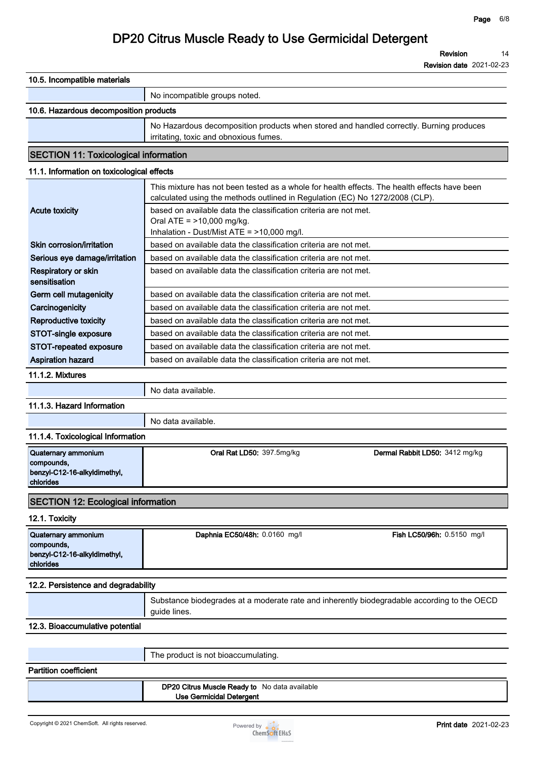### 10.5. Incompatible materials

| | |
|---|---|
| | No incompatible groups noted. |

### 10.6. Hazardous decomposition products

| | |
|---|---|
| | No Hazardous decomposition products when stored and handled correctly. Burning produces irritating, toxic and obnoxious fumes. |

## SECTION 11: Toxicological information

### 11.1. Information on toxicological effects

| | |
|---|---|
| | This mixture has not been tested as a whole for health effects. The health effects have been calculated using the methods outlined in Regulation (EC) No 1272/2008 (CLP). |
| **Acute toxicity** | based on available data the classification criteria are not met.<br>Oral ATE = >10,000 mg/kg.<br>Inhalation - Dust/Mist ATE = >10,000 mg/l. |
| **Skin corrosion/irritation** | based on available data the classification criteria are not met. |
| **Serious eye damage/irritation** | based on available data the classification criteria are not met. |
| **Respiratory or skin sensitisation** | based on available data the classification criteria are not met. |
| **Germ cell mutagenicity** | based on available data the classification criteria are not met. |
| **Carcinogenicity** | based on available data the classification criteria are not met. |
| **Reproductive toxicity** | based on available data the classification criteria are not met. |
| **STOT-single exposure** | based on available data the classification criteria are not met. |
| **STOT-repeated exposure** | based on available data the classification criteria are not met. |
| **Aspiration hazard** | based on available data the classification criteria are not met. |

### 11.1.2. Mixtures

| | |
|---|---|
| | No data available. |

### 11.1.3. Hazard Information

| | |
|---|---|
| | No data available. |

### 11.1.4. Toxicological Information

| | | |
|---|---|---|
| **Quaternary ammonium compounds, benzyl-C12-16-alkyldimethyl, chlorides** | **Oral Rat LD50:** 397.5mg/kg | **Dermal Rabbit LD50:** 3412 mg/kg |

## SECTION 12: Ecological information

### 12.1. Toxicity

| | | |
|---|---|---|
| **Quaternary ammonium compounds, benzyl-C12-16-alkyldimethyl, chlorides** | **Daphnia EC50/48h:** 0.0160 mg/l | **Fish LC50/96h:** 0.5150 mg/l |

### 12.2. Persistence and degradability

| | |
|---|---|
| | Substance biodegrades at a moderate rate and inherently biodegradable according to the OECD guide lines. |

### 12.3. Bioaccumulative potential

| | |
|---|---|
| | The product is not bioaccumulating. |

**Partition coefficient**

| | |
|---|---|
| | **DP20 Citrus Muscle Ready to Use Germicidal Detergent** No data available |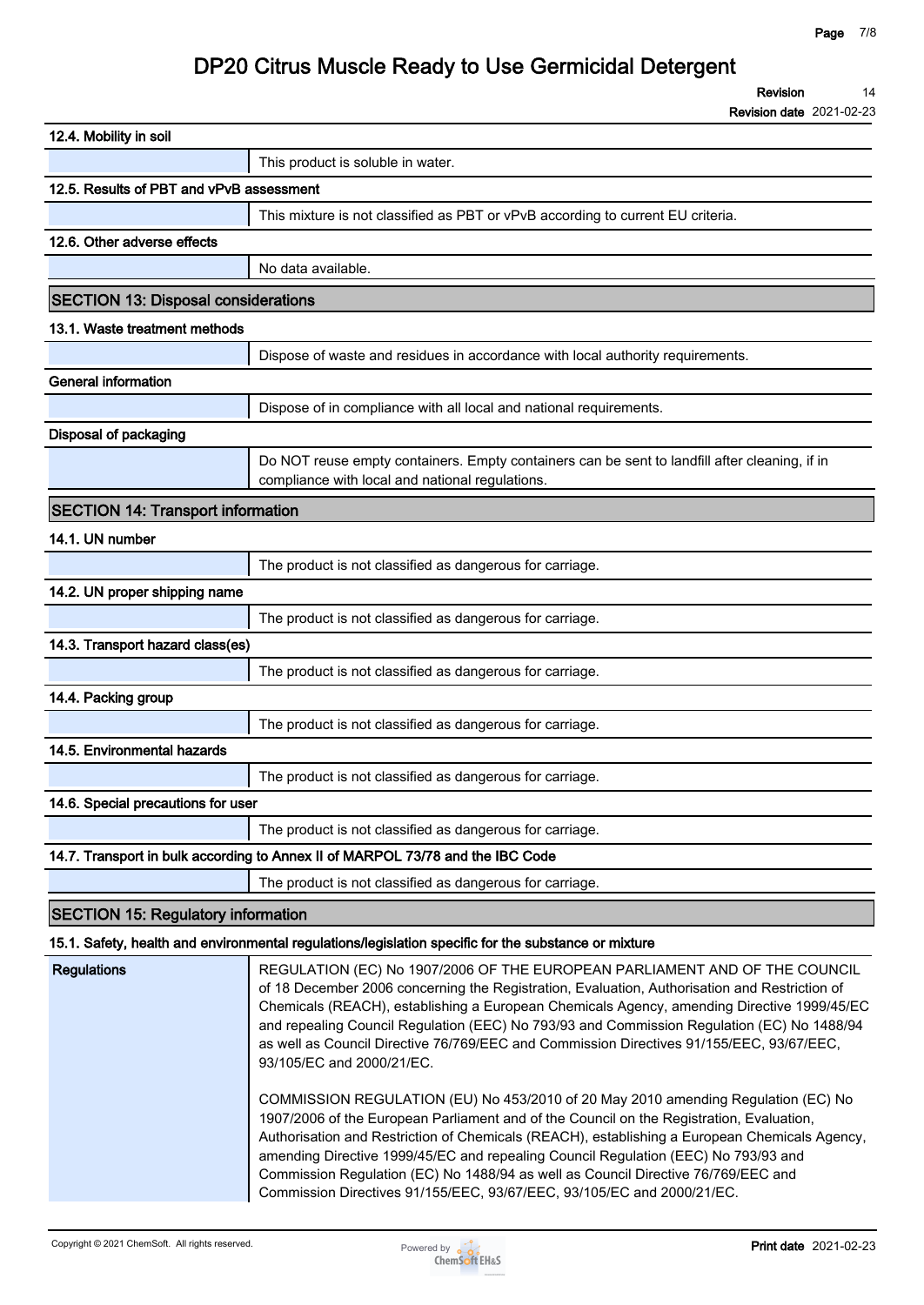### 12.4. Mobility in soil

| | |
|---|---|
| | This product is soluble in water. |

### 12.5. Results of PBT and vPvB assessment

| | |
|---|---|
| | This mixture is not classified as PBT or vPvB according to current EU criteria. |

### 12.6. Other adverse effects

| | |
|---|---|
| | No data available. |

## SECTION 13: Disposal considerations

### 13.1. Waste treatment methods

| | |
|---|---|
| | Dispose of waste and residues in accordance with local authority requirements. |

### General information

| | |
|---|---|
| | Dispose of in compliance with all local and national requirements. |

### Disposal of packaging

| | |
|---|---|
| | Do NOT reuse empty containers. Empty containers can be sent to landfill after cleaning, if in compliance with local and national regulations. |

## SECTION 14: Transport information

### 14.1. UN number

| | |
|---|---|
| | The product is not classified as dangerous for carriage. |

### 14.2. UN proper shipping name

| | |
|---|---|
| | The product is not classified as dangerous for carriage. |

### 14.3. Transport hazard class(es)

| | |
|---|---|
| | The product is not classified as dangerous for carriage. |

### 14.4. Packing group

| | |
|---|---|
| | The product is not classified as dangerous for carriage. |

### 14.5. Environmental hazards

| | |
|---|---|
| | The product is not classified as dangerous for carriage. |

### 14.6. Special precautions for user

| | |
|---|---|
| | The product is not classified as dangerous for carriage. |

### 14.7. Transport in bulk according to Annex II of MARPOL 73/78 and the IBC Code

| | |
|---|---|
| | The product is not classified as dangerous for carriage. |

## SECTION 15: Regulatory information

### 15.1. Safety, health and environmental regulations/legislation specific for the substance or mixture

| | |
|---|---|
| **Regulations** | REGULATION (EC) No 1907/2006 OF THE EUROPEAN PARLIAMENT AND OF THE COUNCIL of 18 December 2006 concerning the Registration, Evaluation, Authorisation and Restriction of Chemicals (REACH), establishing a European Chemicals Agency, amending Directive 1999/45/EC and repealing Council Regulation (EEC) No 793/93 and Commission Regulation (EC) No 1488/94 as well as Council Directive 76/769/EEC and Commission Directives 91/155/EEC, 93/67/EEC, 93/105/EC and 2000/21/EC.<br><br>COMMISSION REGULATION (EU) No 453/2010 of 20 May 2010 amending Regulation (EC) No 1907/2006 of the European Parliament and of the Council on the Registration, Evaluation, Authorisation and Restriction of Chemicals (REACH), establishing a European Chemicals Agency, amending Directive 1999/45/EC and repealing Council Regulation (EEC) No 793/93 and Commission Regulation (EC) No 1488/94 as well as Council Directive 76/769/EEC and Commission Directives 91/155/EEC, 93/67/EEC, 93/105/EC and 2000/21/EC. |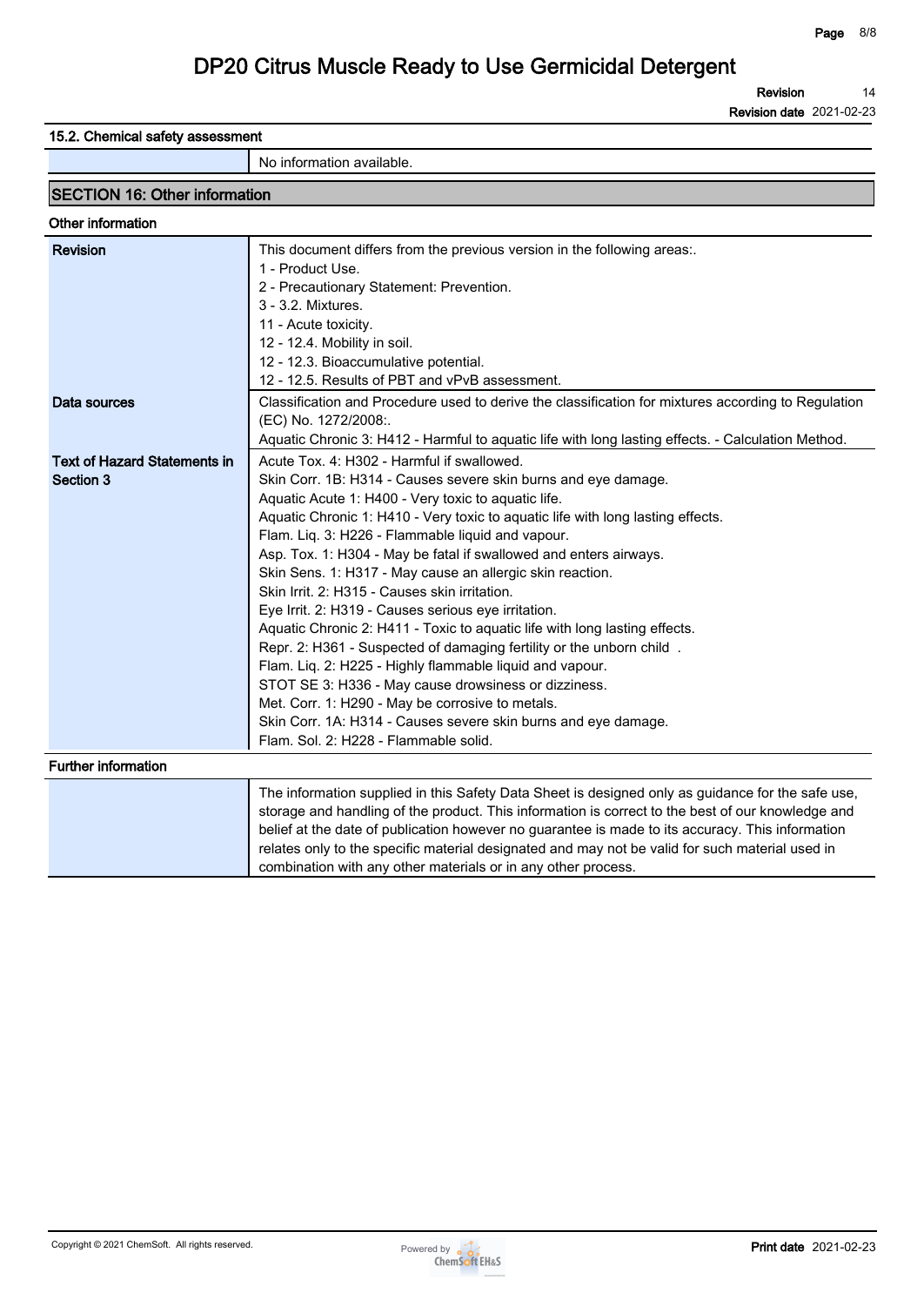### 15.2. Chemical safety assessment

| | |
|---|---|
| | No information available. |

## SECTION 16: Other information

### Other information

| | |
|---|---|
| **Revision** | This document differs from the previous version in the following areas:.<br>1 - Product Use.<br>2 - Precautionary Statement: Prevention.<br>3 - 3.2. Mixtures.<br>11 - Acute toxicity.<br>12 - 12.4. Mobility in soil.<br>12 - 12.3. Bioaccumulative potential.<br>12 - 12.5. Results of PBT and vPvB assessment. |
| **Data sources** | Classification and Procedure used to derive the classification for mixtures according to Regulation (EC) No. 1272/2008:.<br>Aquatic Chronic 3: H412 - Harmful to aquatic life with long lasting effects. - Calculation Method. |
| **Text of Hazard Statements in Section 3** | Acute Tox. 4: H302 - Harmful if swallowed.<br>Skin Corr. 1B: H314 - Causes severe skin burns and eye damage.<br>Aquatic Acute 1: H400 - Very toxic to aquatic life.<br>Aquatic Chronic 1: H410 - Very toxic to aquatic life with long lasting effects.<br>Flam. Liq. 3: H226 - Flammable liquid and vapour.<br>Asp. Tox. 1: H304 - May be fatal if swallowed and enters airways.<br>Skin Sens. 1: H317 - May cause an allergic skin reaction.<br>Skin Irrit. 2: H315 - Causes skin irritation.<br>Eye Irrit. 2: H319 - Causes serious eye irritation.<br>Aquatic Chronic 2: H411 - Toxic to aquatic life with long lasting effects.<br>Repr. 2: H361 - Suspected of damaging fertility or the unborn child .<br>Flam. Liq. 2: H225 - Highly flammable liquid and vapour.<br>STOT SE 3: H336 - May cause drowsiness or dizziness.<br>Met. Corr. 1: H290 - May be corrosive to metals.<br>Skin Corr. 1A: H314 - Causes severe skin burns and eye damage.<br>Flam. Sol. 2: H228 - Flammable solid. |

### Further information

| | |
|---|---|
| | The information supplied in this Safety Data Sheet is designed only as guidance for the safe use, storage and handling of the product. This information is correct to the best of our knowledge and belief at the date of publication however no guarantee is made to its accuracy. This information relates only to the specific material designated and may not be valid for such material used in combination with any other materials or in any other process. |